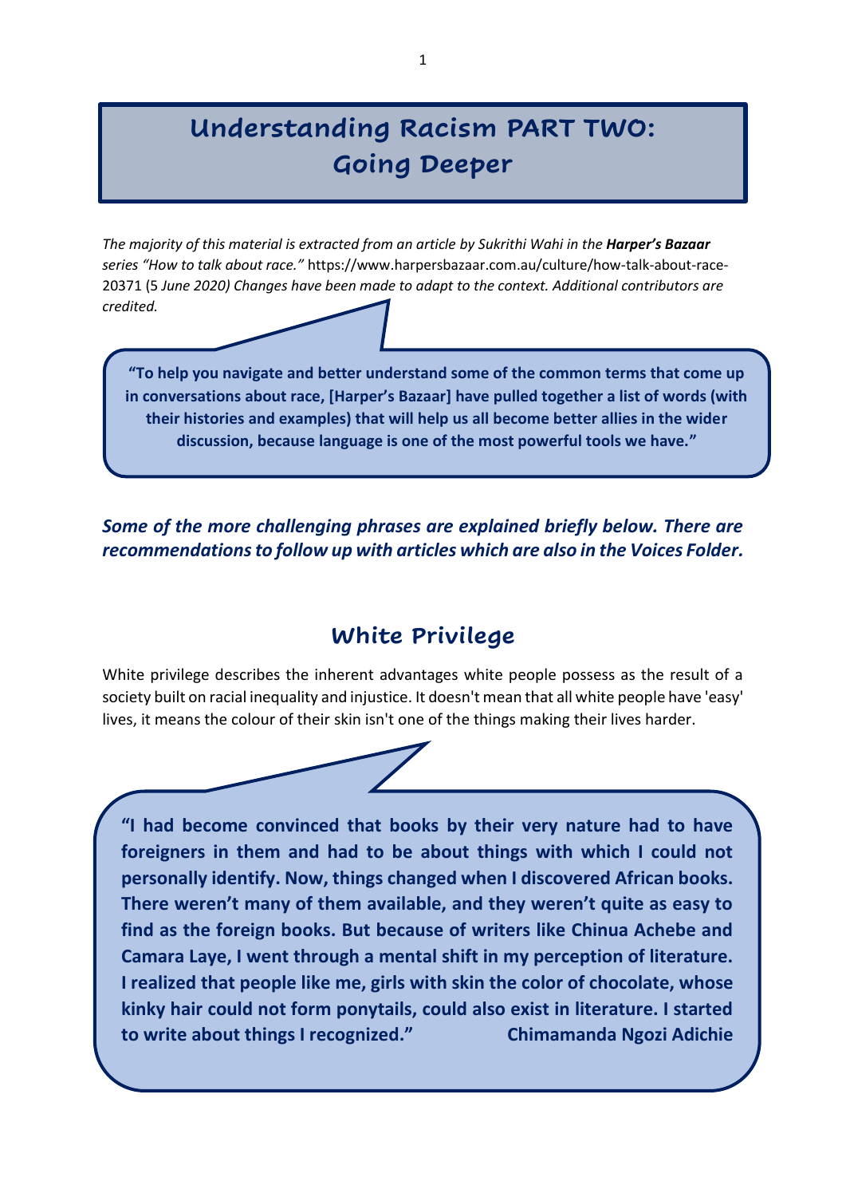# Understanding Racism PART TWO: Going Deeper

*The majority of this material is extracted from an article by Sukrithi Wahi in the* ***Harper's Bazaar*** *series "How to talk about race."* https://www.harpersbazaar.com.au/culture/how-talk-about-race-20371 (*5 June 2020) Changes have been made to adapt to the context. Additional contributors are credited.*

**"To help you navigate and better understand some of the common terms that come up in conversations about race, [Harper's Bazaar] have pulled together a list of words (with their histories and examples) that will help us all become better allies in the wider discussion, because language is one of the most powerful tools we have."**

***Some of the more challenging phrases are explained briefly below. There are recommendations to follow up with articles which are also in the Voices Folder.***

## White Privilege

White privilege describes the inherent advantages white people possess as the result of a society built on racial inequality and injustice. It doesn't mean that all white people have 'easy' lives, it means the colour of their skin isn't one of the things making their lives harder.

**"I had become convinced that books by their very nature had to have foreigners in them and had to be about things with which I could not personally identify. Now, things changed when I discovered African books. There weren't many of them available, and they weren't quite as easy to find as the foreign books. But because of writers like Chinua Achebe and Camara Laye, I went through a mental shift in my perception of literature. I realized that people like me, girls with skin the color of chocolate, whose kinky hair could not form ponytails, could also exist in literature. I started to write about things I recognized." Chimamanda Ngozi Adichie**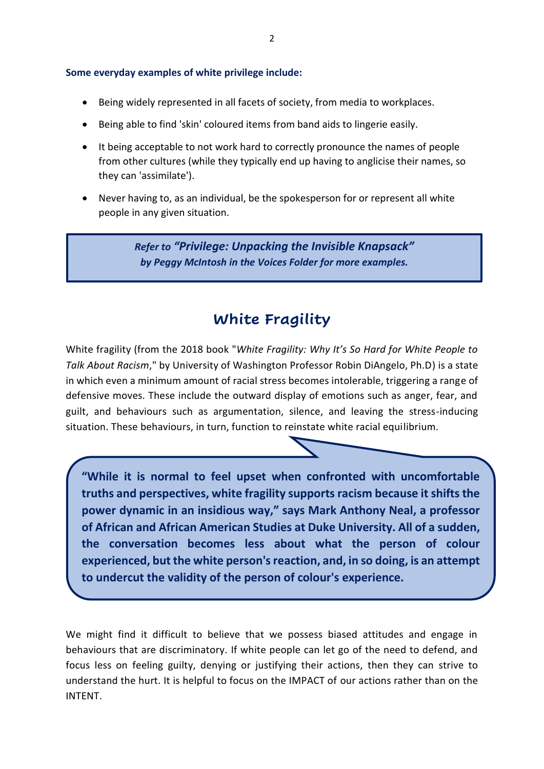**Some everyday examples of white privilege include:**

- Being widely represented in all facets of society, from media to workplaces.
- Being able to find 'skin' coloured items from band aids to lingerie easily.
- It being acceptable to not work hard to correctly pronounce the names of people from other cultures (while they typically end up having to anglicise their names, so they can 'assimilate').
- Never having to, as an individual, be the spokesperson for or represent all white people in any given situation.

> ***Refer to "Privilege: Unpacking the Invisible Knapsack" by Peggy McIntosh in the Voices Folder for more examples.***

## White Fragility

White fragility (from the 2018 book "*White Fragility: Why It's So Hard for White People to Talk About Racism*," by University of Washington Professor Robin DiAngelo, Ph.D) is a state in which even a minimum amount of racial stress becomes intolerable, triggering a range of defensive moves. These include the outward display of emotions such as anger, fear, and guilt, and behaviours such as argumentation, silence, and leaving the stress-inducing situation. These behaviours, in turn, function to reinstate white racial equilibrium.

> **"While it is normal to feel upset when confronted with uncomfortable truths and perspectives, white fragility supports racism because it shifts the power dynamic in an insidious way," says Mark Anthony Neal, a professor of African and African American Studies at Duke University. All of a sudden, the conversation becomes less about what the person of colour experienced, but the white person's reaction, and, in so doing, is an attempt to undercut the validity of the person of colour's experience.**

We might find it difficult to believe that we possess biased attitudes and engage in behaviours that are discriminatory. If white people can let go of the need to defend, and focus less on feeling guilty, denying or justifying their actions, then they can strive to understand the hurt. It is helpful to focus on the IMPACT of our actions rather than on the INTENT.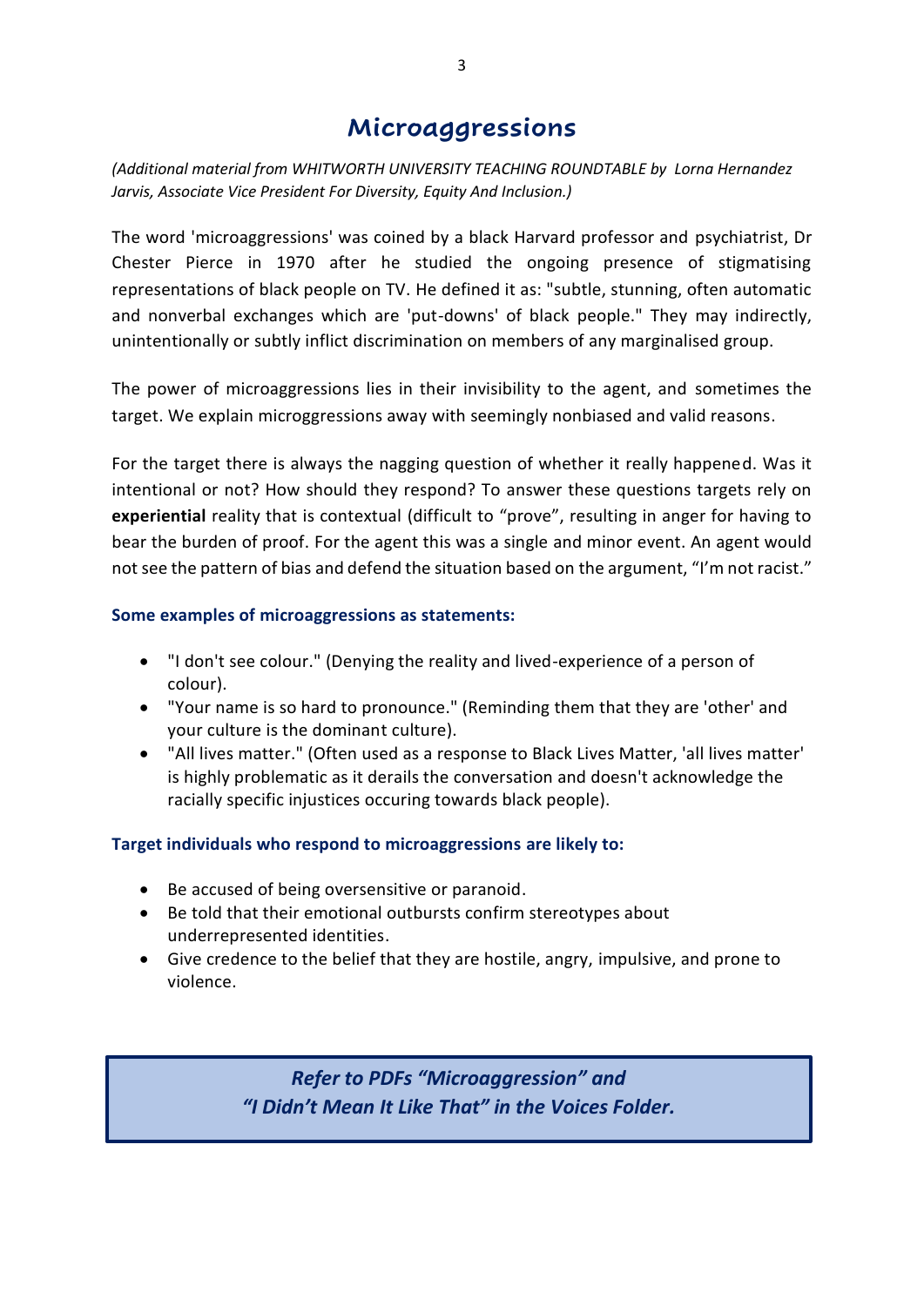# Microaggressions

*(Additional material from WHITWORTH UNIVERSITY TEACHING ROUNDTABLE by Lorna Hernandez Jarvis, Associate Vice President For Diversity, Equity And Inclusion.)*

The word 'microaggressions' was coined by a black Harvard professor and psychiatrist, Dr Chester Pierce in 1970 after he studied the ongoing presence of stigmatising representations of black people on TV. He defined it as: "subtle, stunning, often automatic and nonverbal exchanges which are 'put-downs' of black people." They may indirectly, unintentionally or subtly inflict discrimination on members of any marginalised group.

The power of microaggressions lies in their invisibility to the agent, and sometimes the target. We explain micoggressions away with seemingly nonbiased and valid reasons.

For the target there is always the nagging question of whether it really happened. Was it intentional or not? How should they respond? To answer these questions targets rely on **experiential** reality that is contextual (difficult to "prove", resulting in anger for having to bear the burden of proof. For the agent this was a single and minor event. An agent would not see the pattern of bias and defend the situation based on the argument, "I'm not racist."

### Some examples of microaggressions as statements:

- "I don't see colour." (Denying the reality and lived-experience of a person of colour).
- "Your name is so hard to pronounce." (Reminding them that they are 'other' and your culture is the dominant culture).
- "All lives matter." (Often used as a response to Black Lives Matter, 'all lives matter' is highly problematic as it derails the conversation and doesn't acknowledge the racially specific injustices occuring towards black people).

### Target individuals who respond to microaggressions are likely to:

- Be accused of being oversensitive or paranoid.
- Be told that their emotional outbursts confirm stereotypes about underrepresented identities.
- Give credence to the belief that they are hostile, angry, impulsive, and prone to violence.

> ***Refer to PDFs "Microaggression" and "I Didn't Mean It Like That" in the Voices Folder.***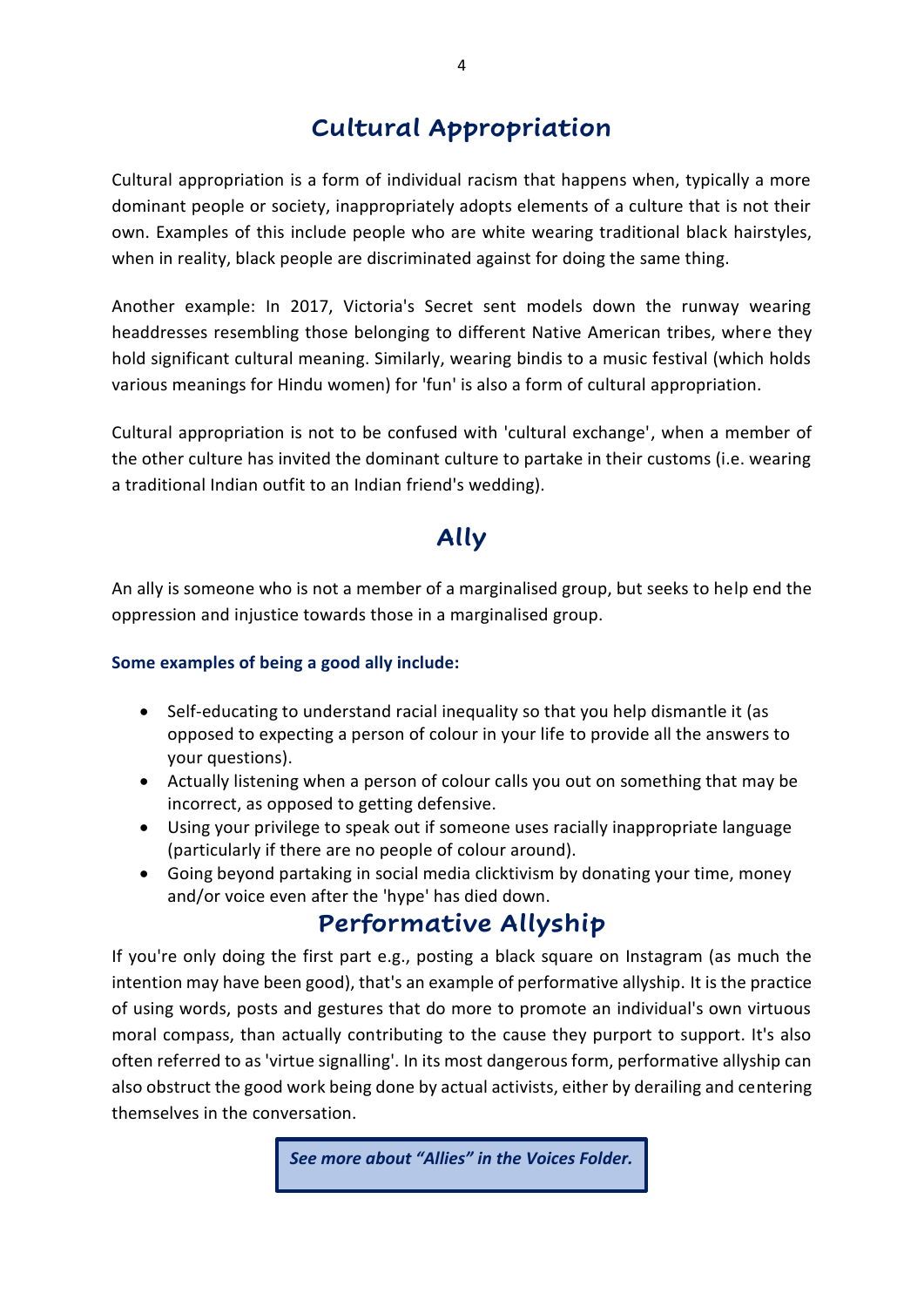## Cultural Appropriation

Cultural appropriation is a form of individual racism that happens when, typically a more dominant people or society, inappropriately adopts elements of a culture that is not their own. Examples of this include people who are white wearing traditional black hairstyles, when in reality, black people are discriminated against for doing the same thing.

Another example: In 2017, Victoria's Secret sent models down the runway wearing headdresses resembling those belonging to different Native American tribes, where they hold significant cultural meaning. Similarly, wearing bindis to a music festival (which holds various meanings for Hindu women) for 'fun' is also a form of cultural appropriation.

Cultural appropriation is not to be confused with 'cultural exchange', when a member of the other culture has invited the dominant culture to partake in their customs (i.e. wearing a traditional Indian outfit to an Indian friend's wedding).

## Ally

An ally is someone who is not a member of a marginalised group, but seeks to help end the oppression and injustice towards those in a marginalised group.

**Some examples of being a good ally include:**

- Self-educating to understand racial inequality so that you help dismantle it (as opposed to expecting a person of colour in your life to provide all the answers to your questions).
- Actually listening when a person of colour calls you out on something that may be incorrect, as opposed to getting defensive.
- Using your privilege to speak out if someone uses racially inappropriate language (particularly if there are no people of colour around).
- Going beyond partaking in social media clicktivism by donating your time, money and/or voice even after the 'hype' has died down.

## Performative Allyship

If you're only doing the first part e.g., posting a black square on Instagram (as much the intention may have been good), that's an example of performative allyship. It is the practice of using words, posts and gestures that do more to promote an individual's own virtuous moral compass, than actually contributing to the cause they purport to support. It's also often referred to as 'virtue signalling'. In its most dangerous form, performative allyship can also obstruct the good work being done by actual activists, either by derailing and centering themselves in the conversation.

***See more about "Allies" in the Voices Folder.***